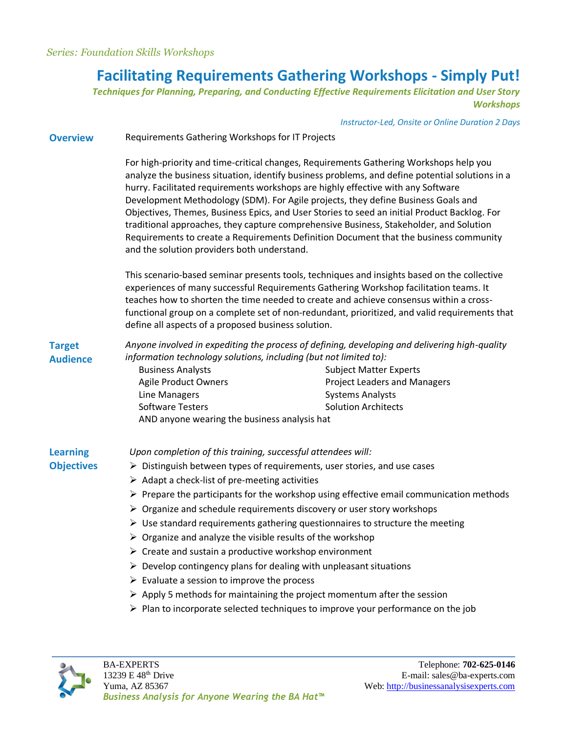*Series: Foundation Skills Workshops*

# Facilitating Requirements Gathering Workshops - Simply Put!

***Techniques for Planning, Preparing, and Conducting Effective Requirements Elicitation and User Story Workshops***

*Instructor-Led, Onsite or Online Duration 2 Days*

## Overview

Requirements Gathering Workshops for IT Projects

For high-priority and time-critical changes, Requirements Gathering Workshops help you analyze the business situation, identify business problems, and define potential solutions in a hurry. Facilitated requirements workshops are highly effective with any Software Development Methodology (SDM). For Agile projects, they define Business Goals and Objectives, Themes, Business Epics, and User Stories to seed an initial Product Backlog. For traditional approaches, they capture comprehensive Business, Stakeholder, and Solution Requirements to create a Requirements Definition Document that the business community and the solution providers both understand.

This scenario-based seminar presents tools, techniques and insights based on the collective experiences of many successful Requirements Gathering Workshop facilitation teams. It teaches how to shorten the time needed to create and achieve consensus within a cross-functional group on a complete set of non-redundant, prioritized, and valid requirements that define all aspects of a proposed business solution.

## Target Audience

*Anyone involved in expediting the process of defining, developing and delivering high-quality information technology solutions, including (but not limited to):*

- Business Analysts
- Agile Product Owners
- Line Managers
- Software Testers
- Subject Matter Experts
- Project Leaders and Managers
- Systems Analysts
- Solution Architects
- AND anyone wearing the business analysis hat

## Learning Objectives

*Upon completion of this training, successful attendees will:*

- Distinguish between types of requirements, user stories, and use cases
- Adapt a check-list of pre-meeting activities
- Prepare the participants for the workshop using effective email communication methods
- Organize and schedule requirements discovery or user story workshops
- Use standard requirements gathering questionnaires to structure the meeting
- Organize and analyze the visible results of the workshop
- Create and sustain a productive workshop environment
- Develop contingency plans for dealing with unpleasant situations
- Evaluate a session to improve the process
- Apply 5 methods for maintaining the project momentum after the session
- Plan to incorporate selected techniques to improve your performance on the job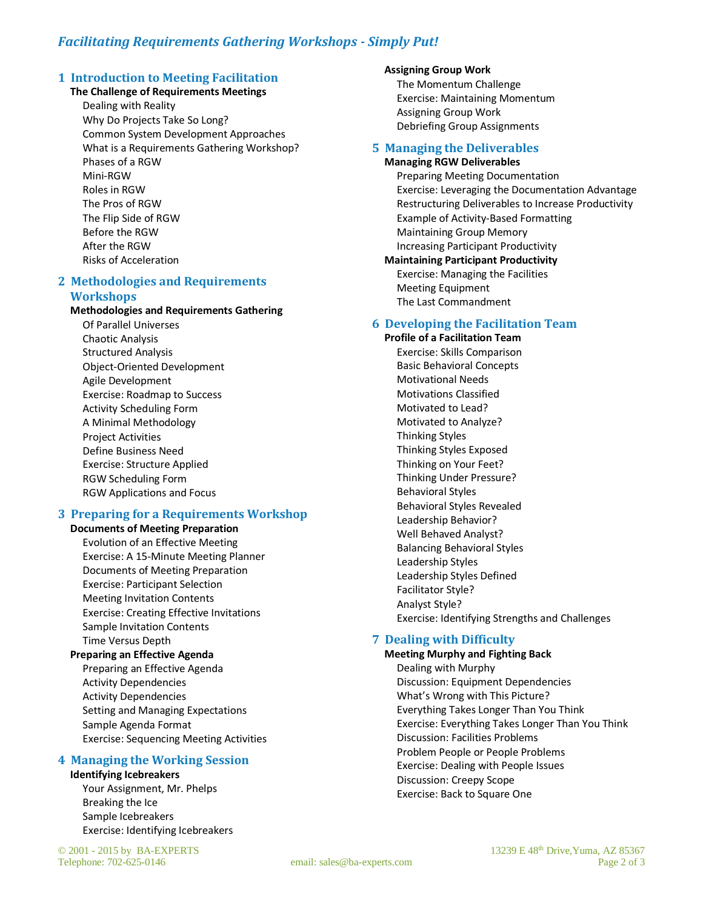# Facilitating Requirements Gathering Workshops - Simply Put!

## 1 Introduction to Meeting Facilitation

**The Challenge of Requirements Meetings**

- Dealing with Reality
- Why Do Projects Take So Long?
- Common System Development Approaches
- What is a Requirements Gathering Workshop?
- Phases of a RGW
- Mini-RGW
- Roles in RGW
- The Pros of RGW
- The Flip Side of RGW
- Before the RGW
- After the RGW
- Risks of Acceleration

## 2 Methodologies and Requirements Workshops

**Methodologies and Requirements Gathering**

- Of Parallel Universes
- Chaotic Analysis
- Structured Analysis
- Object-Oriented Development
- Agile Development
- Exercise: Roadmap to Success
- Activity Scheduling Form
- A Minimal Methodology
- Project Activities
- Define Business Need
- Exercise: Structure Applied
- RGW Scheduling Form
- RGW Applications and Focus

## 3 Preparing for a Requirements Workshop

**Documents of Meeting Preparation**

- Evolution of an Effective Meeting
- Exercise: A 15-Minute Meeting Planner
- Documents of Meeting Preparation
- Exercise: Participant Selection
- Meeting Invitation Contents
- Exercise: Creating Effective Invitations
- Sample Invitation Contents
- Time Versus Depth

**Preparing an Effective Agenda**

- Preparing an Effective Agenda
- Activity Dependencies
- Activity Dependencies
- Setting and Managing Expectations
- Sample Agenda Format
- Exercise: Sequencing Meeting Activities

## 4 Managing the Working Session

**Identifying Icebreakers**

- Your Assignment, Mr. Phelps
- Breaking the Ice
- Sample Icebreakers
- Exercise: Identifying Icebreakers

**Assigning Group Work**

- The Momentum Challenge
- Exercise: Maintaining Momentum
- Assigning Group Work
- Debriefing Group Assignments

## 5 Managing the Deliverables

**Managing RGW Deliverables**

- Preparing Meeting Documentation
- Exercise: Leveraging the Documentation Advantage
- Restructuring Deliverables to Increase Productivity
- Example of Activity-Based Formatting
- Maintaining Group Memory
- Increasing Participant Productivity

**Maintaining Participant Productivity**

- Exercise: Managing the Facilities
- Meeting Equipment
- The Last Commandment

## 6 Developing the Facilitation Team

**Profile of a Facilitation Team**

- Exercise: Skills Comparison
- Basic Behavioral Concepts
- Motivational Needs
- Motivations Classified
- Motivated to Lead?
- Motivated to Analyze?
- Thinking Styles
- Thinking Styles Exposed
- Thinking on Your Feet?
- Thinking Under Pressure?
- Behavioral Styles
- Behavioral Styles Revealed
- Leadership Behavior?
- Well Behaved Analyst?
- Balancing Behavioral Styles
- Leadership Styles
- Leadership Styles Defined
- Facilitator Style?
- Analyst Style?
- Exercise: Identifying Strengths and Challenges

## 7 Dealing with Difficulty

**Meeting Murphy and Fighting Back**

- Dealing with Murphy
- Discussion: Equipment Dependencies
- What's Wrong with This Picture?
- Everything Takes Longer Than You Think
- Exercise: Everything Takes Longer Than You Think
- Discussion: Facilities Problems
- Problem People or People Problems
- Exercise: Dealing with People Issues
- Discussion: Creepy Scope
- Exercise: Back to Square One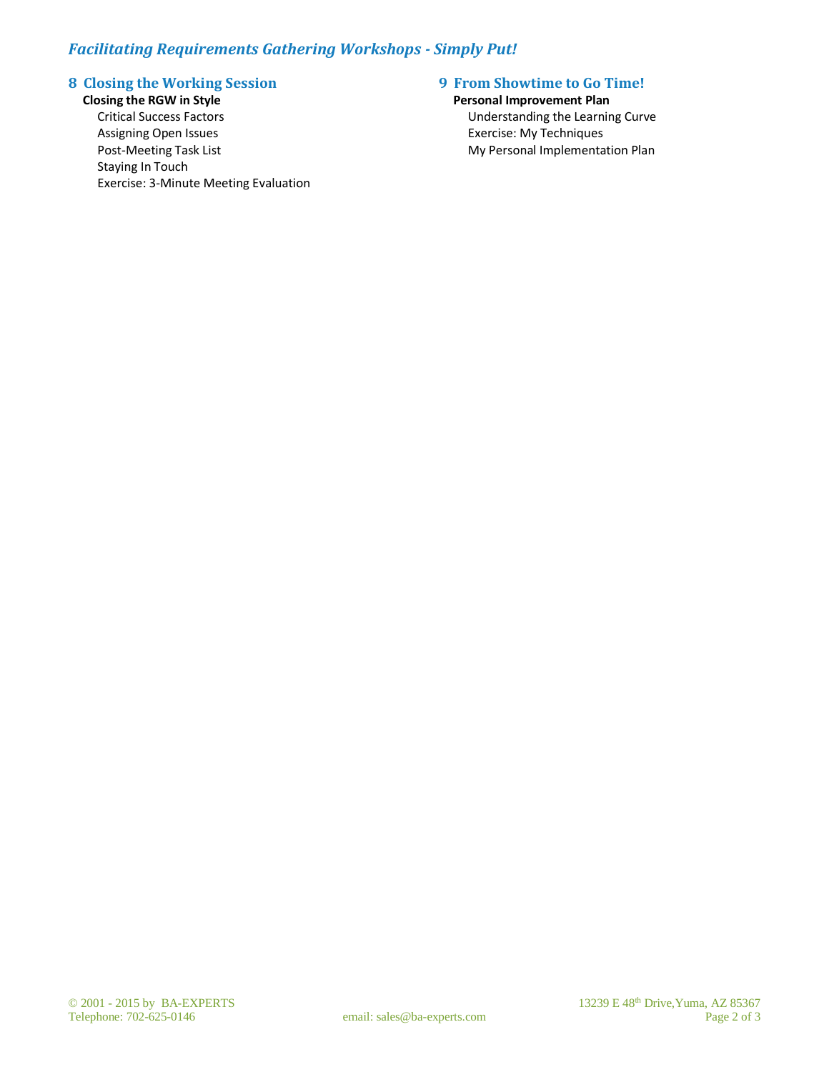## 8 Closing the Working Session

**Closing the RGW in Style**

- Critical Success Factors
- Assigning Open Issues
- Post-Meeting Task List
- Staying In Touch
- Exercise: 3-Minute Meeting Evaluation

## 9 From Showtime to Go Time!

**Personal Improvement Plan**

- Understanding the Learning Curve
- Exercise: My Techniques
- My Personal Implementation Plan